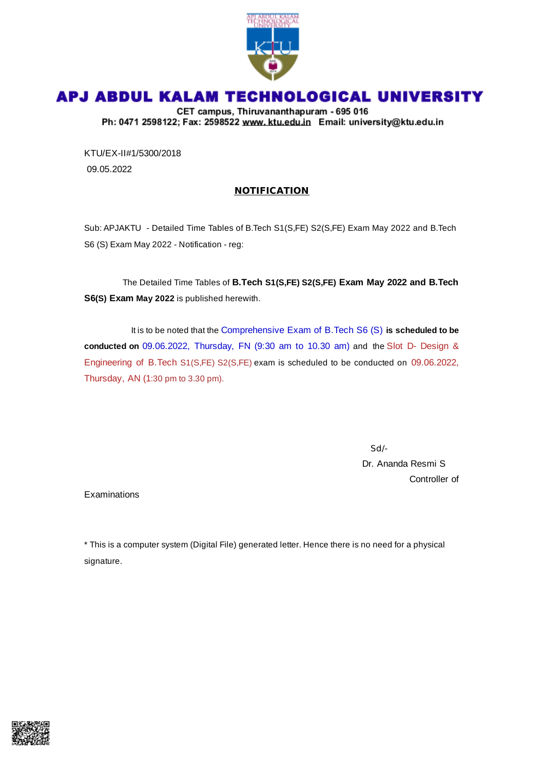# APJ ABDUL KALAM TECHNOLOGICAL UNIVERSITY

**CET campus, Thiruvananthapuram - 695 016**
**Ph: 0471 2598122; Fax: 2598522 www. ktu.edu.in Email: university@ktu.edu.in**

KTU/EX-II#1/5300/2018
09.05.2022

## NOTIFICATION

Sub: APJAKTU - Detailed Time Tables of B.Tech S1(S,FE) S2(S,FE) Exam May 2022 and B.Tech S6 (S) Exam May 2022 - Notification - reg:

The Detailed Time Tables of **B.Tech S1(S,FE) S2(S,FE) Exam May 2022 and B.Tech S6(S) Exam May 2022** is published herewith.

It is to be noted that the Comprehensive Exam of B.Tech S6 (S) **is scheduled to be conducted on** 09.06.2022, Thursday, FN (9:30 am to 10.30 am) and the Slot D- Design & Engineering of B.Tech S1(S,FE) S2(S,FE) exam is scheduled to be conducted on 09.06.2022, Thursday, AN (1:30 pm to 3.30 pm).

Sd/-
Dr. Ananda Resmi S
Controller of Examinations

* This is a computer system (Digital File) generated letter. Hence there is no need for a physical signature.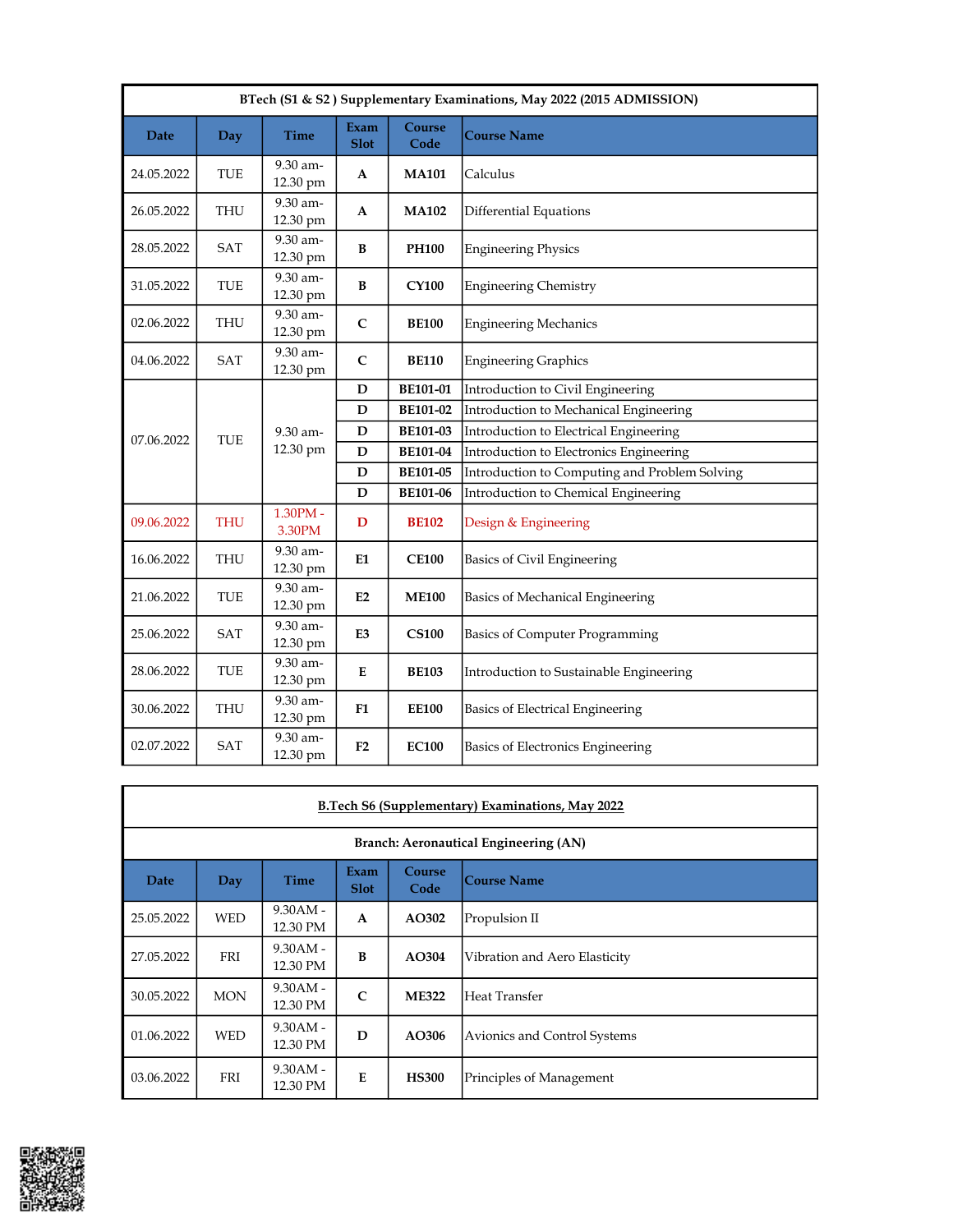| BTech (S1 & S2 ) Supplementary Examinations, May 2022 (2015 ADMISSION) | | | | | |
|---|---|---|---|---|---|
| **Date** | **Day** | **Time** | **Exam Slot** | **Course Code** | **Course Name** |
| 24.05.2022 | TUE | 9.30 am-12.30 pm | **A** | **MA101** | Calculus |
| 26.05.2022 | THU | 9.30 am-12.30 pm | **A** | **MA102** | Differential Equations |
| 28.05.2022 | SAT | 9.30 am-12.30 pm | **B** | **PH100** | Engineering Physics |
| 31.05.2022 | TUE | 9.30 am-12.30 pm | **B** | **CY100** | Engineering Chemistry |
| 02.06.2022 | THU | 9.30 am-12.30 pm | **C** | **BE100** | Engineering Mechanics |
| 04.06.2022 | SAT | 9.30 am-12.30 pm | **C** | **BE110** | Engineering Graphics |
| 07.06.2022 | TUE | 9.30 am-12.30 pm | **D** | **BE101-01** | Introduction to Civil Engineering |
| | | | **D** | **BE101-02** | Introduction to Mechanical Engineering |
| | | | **D** | **BE101-03** | Introduction to Electrical Engineering |
| | | | **D** | **BE101-04** | Introduction to Electronics Engineering |
| | | | **D** | **BE101-05** | Introduction to Computing and Problem Solving |
| | | | **D** | **BE101-06** | Introduction to Chemical Engineering |
| 09.06.2022 | THU | 1.30PM - 3.30PM | **D** | **BE102** | Design & Engineering |
| 16.06.2022 | THU | 9.30 am-12.30 pm | **E1** | **CE100** | Basics of Civil Engineering |
| 21.06.2022 | TUE | 9.30 am-12.30 pm | **E2** | **ME100** | Basics of Mechanical Engineering |
| 25.06.2022 | SAT | 9.30 am-12.30 pm | **E3** | **CS100** | Basics of Computer Programming |
| 28.06.2022 | TUE | 9.30 am-12.30 pm | **E** | **BE103** | Introduction to Sustainable Engineering |
| 30.06.2022 | THU | 9.30 am-12.30 pm | **F1** | **EE100** | Basics of Electrical Engineering |
| 02.07.2022 | SAT | 9.30 am-12.30 pm | **F2** | **EC100** | Basics of Electronics Engineering |

| B.Tech S6 (Supplementary) Examinations, May 2022 | | | | | |
|---|---|---|---|---|---|
| **Branch: Aeronautical Engineering (AN)** | | | | | |
| **Date** | **Day** | **Time** | **Exam Slot** | **Course Code** | **Course Name** |
| 25.05.2022 | WED | 9.30AM - 12.30 PM | **A** | **AO302** | Propulsion II |
| 27.05.2022 | FRI | 9.30AM - 12.30 PM | **B** | **AO304** | Vibration and Aero Elasticity |
| 30.05.2022 | MON | 9.30AM - 12.30 PM | **C** | **ME322** | Heat Transfer |
| 01.06.2022 | WED | 9.30AM - 12.30 PM | **D** | **AO306** | Avionics and Control Systems |
| 03.06.2022 | FRI | 9.30AM - 12.30 PM | **E** | **HS300** | Principles of Management |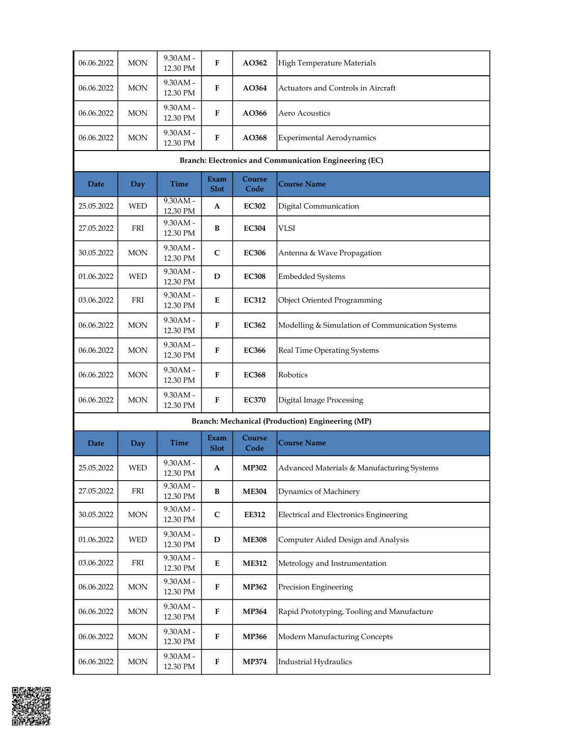| Date | Day | Time | Exam Slot | Course Code | Course Name |
|---|---|---|---|---|---|
| 06.06.2022 | MON | 9.30AM - 12.30 PM | F | AO362 | High Temperature Materials |
| 06.06.2022 | MON | 9.30AM - 12.30 PM | F | AO364 | Actuators and Controls in Aircraft |
| 06.06.2022 | MON | 9.30AM - 12.30 PM | F | AO366 | Aero Acoustics |
| 06.06.2022 | MON | 9.30AM - 12.30 PM | F | AO368 | Experimental Aerodynamics |

**Branch: Electronics and Communication Engineering (EC)**

| Date | Day | Time | Exam Slot | Course Code | Course Name |
|---|---|---|---|---|---|
| 25.05.2022 | WED | 9.30AM - 12.30 PM | A | EC302 | Digital Communication |
| 27.05.2022 | FRI | 9.30AM - 12.30 PM | B | EC304 | VLSI |
| 30.05.2022 | MON | 9.30AM - 12.30 PM | C | EC306 | Antenna & Wave Propagation |
| 01.06.2022 | WED | 9.30AM - 12.30 PM | D | EC308 | Embedded Systems |
| 03.06.2022 | FRI | 9.30AM - 12.30 PM | E | EC312 | Object Oriented Programming |
| 06.06.2022 | MON | 9.30AM - 12.30 PM | F | EC362 | Modelling & Simulation of Communication Systems |
| 06.06.2022 | MON | 9.30AM - 12.30 PM | F | EC366 | Real Time Operating Systems |
| 06.06.2022 | MON | 9.30AM - 12.30 PM | F | EC368 | Robotics |
| 06.06.2022 | MON | 9.30AM - 12.30 PM | F | EC370 | Digital Image Processing |

**Branch: Mechanical (Production) Engineering (MP)**

| Date | Day | Time | Exam Slot | Course Code | Course Name |
|---|---|---|---|---|---|
| 25.05.2022 | WED | 9.30AM - 12.30 PM | A | MP302 | Advanced Materials & Manufacturing Systems |
| 27.05.2022 | FRI | 9.30AM - 12.30 PM | B | ME304 | Dynamics of Machinery |
| 30.05.2022 | MON | 9.30AM - 12.30 PM | C | EE312 | Electrical and Electronics Engineering |
| 01.06.2022 | WED | 9.30AM - 12.30 PM | D | ME308 | Computer Aided Design and Analysis |
| 03.06.2022 | FRI | 9.30AM - 12.30 PM | E | ME312 | Metrology and Instrumentation |
| 06.06.2022 | MON | 9.30AM - 12.30 PM | F | MP362 | Precision Engineering |
| 06.06.2022 | MON | 9.30AM - 12.30 PM | F | MP364 | Rapid Prototyping, Tooling and Manufacture |
| 06.06.2022 | MON | 9.30AM - 12.30 PM | F | MP366 | Modern Manufacturing Concepts |
| 06.06.2022 | MON | 9.30AM - 12.30 PM | F | MP374 | Industrial Hydraulics |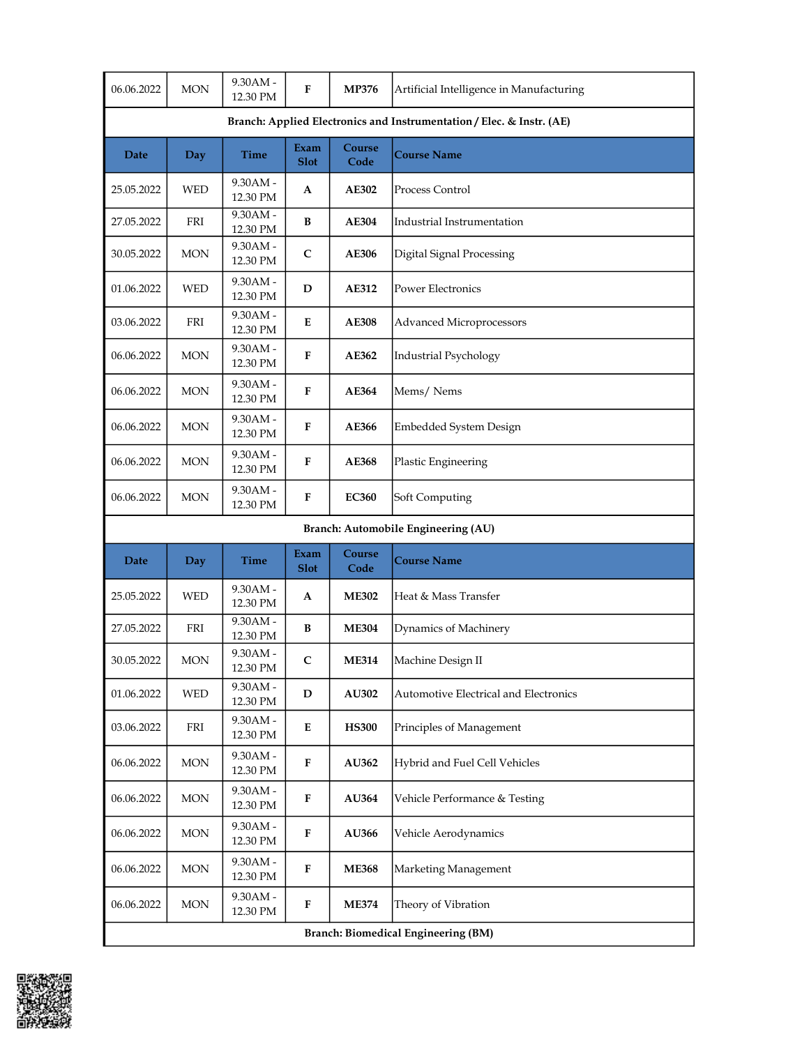| Date | Day | Time | Exam Slot | Course Code | Course Name |
|---|---|---|---|---|---|
| 06.06.2022 | MON | 9.30AM - 12.30 PM | F | MP376 | Artificial Intelligence in Manufacturing |

**Branch: Applied Electronics and Instrumentation / Elec. & Instr. (AE)**

| Date | Day | Time | Exam Slot | Course Code | Course Name |
|---|---|---|---|---|---|
| 25.05.2022 | WED | 9.30AM - 12.30 PM | A | AE302 | Process Control |
| 27.05.2022 | FRI | 9.30AM - 12.30 PM | B | AE304 | Industrial Instrumentation |
| 30.05.2022 | MON | 9.30AM - 12.30 PM | C | AE306 | Digital Signal Processing |
| 01.06.2022 | WED | 9.30AM - 12.30 PM | D | AE312 | Power Electronics |
| 03.06.2022 | FRI | 9.30AM - 12.30 PM | E | AE308 | Advanced Microprocessors |
| 06.06.2022 | MON | 9.30AM - 12.30 PM | F | AE362 | Industrial Psychology |
| 06.06.2022 | MON | 9.30AM - 12.30 PM | F | AE364 | Mems/ Nems |
| 06.06.2022 | MON | 9.30AM - 12.30 PM | F | AE366 | Embedded System Design |
| 06.06.2022 | MON | 9.30AM - 12.30 PM | F | AE368 | Plastic Engineering |
| 06.06.2022 | MON | 9.30AM - 12.30 PM | F | EC360 | Soft Computing |

**Branch: Automobile Engineering (AU)**

| Date | Day | Time | Exam Slot | Course Code | Course Name |
|---|---|---|---|---|---|
| 25.05.2022 | WED | 9.30AM - 12.30 PM | A | ME302 | Heat & Mass Transfer |
| 27.05.2022 | FRI | 9.30AM - 12.30 PM | B | ME304 | Dynamics of Machinery |
| 30.05.2022 | MON | 9.30AM - 12.30 PM | C | ME314 | Machine Design II |
| 01.06.2022 | WED | 9.30AM - 12.30 PM | D | AU302 | Automotive Electrical and Electronics |
| 03.06.2022 | FRI | 9.30AM - 12.30 PM | E | HS300 | Principles of Management |
| 06.06.2022 | MON | 9.30AM - 12.30 PM | F | AU362 | Hybrid and Fuel Cell Vehicles |
| 06.06.2022 | MON | 9.30AM - 12.30 PM | F | AU364 | Vehicle Performance & Testing |
| 06.06.2022 | MON | 9.30AM - 12.30 PM | F | AU366 | Vehicle Aerodynamics |
| 06.06.2022 | MON | 9.30AM - 12.30 PM | F | ME368 | Marketing Management |
| 06.06.2022 | MON | 9.30AM - 12.30 PM | F | ME374 | Theory of Vibration |

**Branch: Biomedical Engineering (BM)**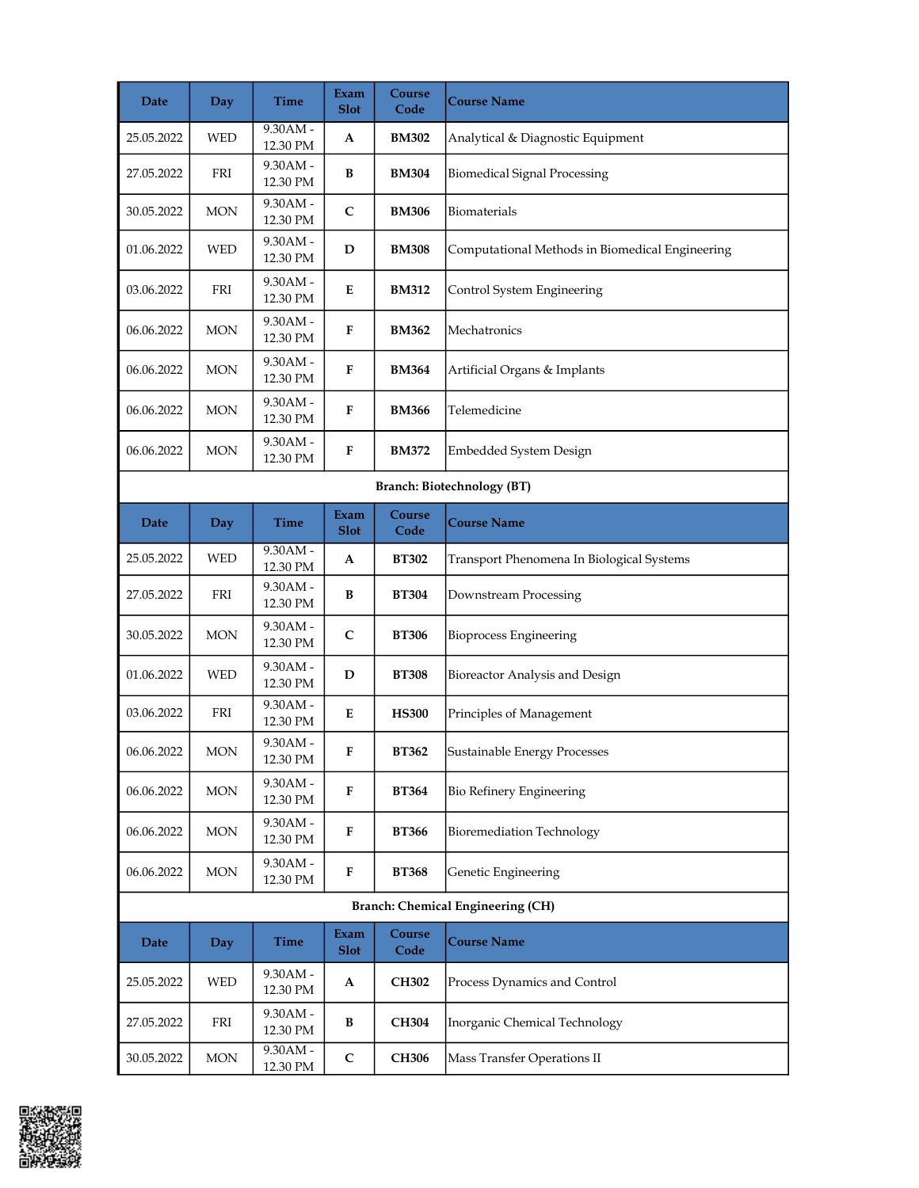| Date | Day | Time | Exam Slot | Course Code | Course Name |
|---|---|---|---|---|---|
| 25.05.2022 | WED | 9.30AM - 12.30 PM | A | **BM302** | Analytical & Diagnostic Equipment |
| 27.05.2022 | FRI | 9.30AM - 12.30 PM | B | **BM304** | Biomedical Signal Processing |
| 30.05.2022 | MON | 9.30AM - 12.30 PM | C | **BM306** | Biomaterials |
| 01.06.2022 | WED | 9.30AM - 12.30 PM | D | **BM308** | Computational Methods in Biomedical Engineering |
| 03.06.2022 | FRI | 9.30AM - 12.30 PM | E | **BM312** | Control System Engineering |
| 06.06.2022 | MON | 9.30AM - 12.30 PM | F | **BM362** | Mechatronics |
| 06.06.2022 | MON | 9.30AM - 12.30 PM | F | **BM364** | Artificial Organs & Implants |
| 06.06.2022 | MON | 9.30AM - 12.30 PM | F | **BM366** | Telemedicine |
| 06.06.2022 | MON | 9.30AM - 12.30 PM | F | **BM372** | Embedded System Design |

**Branch: Biotechnology (BT)**

| Date | Day | Time | Exam Slot | Course Code | Course Name |
|---|---|---|---|---|---|
| 25.05.2022 | WED | 9.30AM - 12.30 PM | A | **BT302** | Transport Phenomena In Biological Systems |
| 27.05.2022 | FRI | 9.30AM - 12.30 PM | B | **BT304** | Downstream Processing |
| 30.05.2022 | MON | 9.30AM - 12.30 PM | C | **BT306** | Bioprocess Engineering |
| 01.06.2022 | WED | 9.30AM - 12.30 PM | D | **BT308** | Bioreactor Analysis and Design |
| 03.06.2022 | FRI | 9.30AM - 12.30 PM | E | **HS300** | Principles of Management |
| 06.06.2022 | MON | 9.30AM - 12.30 PM | F | **BT362** | Sustainable Energy Processes |
| 06.06.2022 | MON | 9.30AM - 12.30 PM | F | **BT364** | Bio Refinery Engineering |
| 06.06.2022 | MON | 9.30AM - 12.30 PM | F | **BT366** | Bioremediation Technology |
| 06.06.2022 | MON | 9.30AM - 12.30 PM | F | **BT368** | Genetic Engineering |

**Branch: Chemical Engineering (CH)**

| Date | Day | Time | Exam Slot | Course Code | Course Name |
|---|---|---|---|---|---|
| 25.05.2022 | WED | 9.30AM - 12.30 PM | A | **CH302** | Process Dynamics and Control |
| 27.05.2022 | FRI | 9.30AM - 12.30 PM | B | **CH304** | Inorganic Chemical Technology |
| 30.05.2022 | MON | 9.30AM - 12.30 PM | C | **CH306** | Mass Transfer Operations II |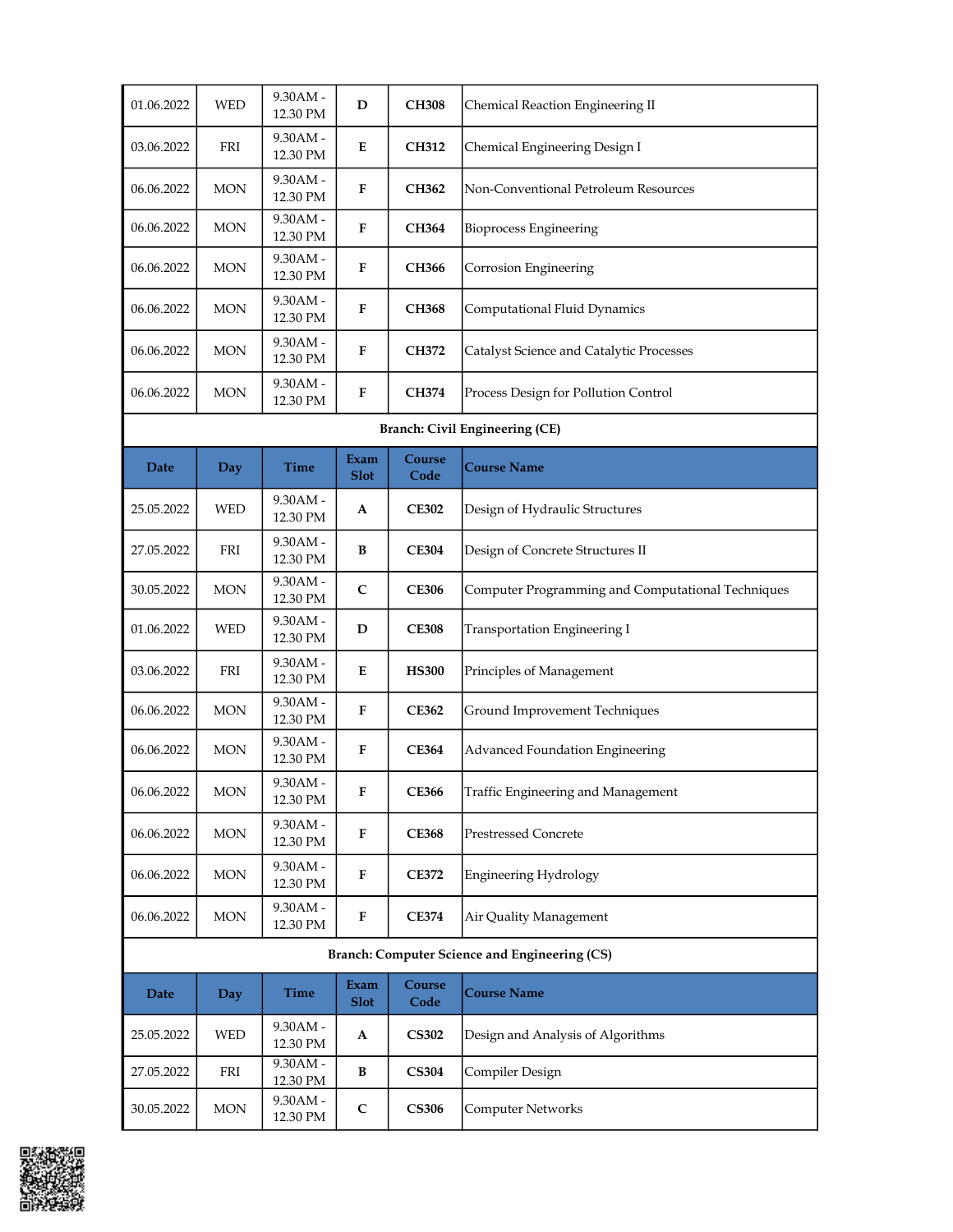| Date | Day | Time | Exam Slot | Course Code | Course Name |
|---|---|---|---|---|---|
| 01.06.2022 | WED | 9.30AM - 12.30 PM | **D** | **CH308** | Chemical Reaction Engineering II |
| 03.06.2022 | FRI | 9.30AM - 12.30 PM | **E** | **CH312** | Chemical Engineering Design I |
| 06.06.2022 | MON | 9.30AM - 12.30 PM | **F** | **CH362** | Non-Conventional Petroleum Resources |
| 06.06.2022 | MON | 9.30AM - 12.30 PM | **F** | **CH364** | Bioprocess Engineering |
| 06.06.2022 | MON | 9.30AM - 12.30 PM | **F** | **CH366** | Corrosion Engineering |
| 06.06.2022 | MON | 9.30AM - 12.30 PM | **F** | **CH368** | Computational Fluid Dynamics |
| 06.06.2022 | MON | 9.30AM - 12.30 PM | **F** | **CH372** | Catalyst Science and Catalytic Processes |
| 06.06.2022 | MON | 9.30AM - 12.30 PM | **F** | **CH374** | Process Design for Pollution Control |

**Branch: Civil Engineering (CE)**

| Date | Day | Time | Exam Slot | Course Code | Course Name |
|---|---|---|---|---|---|
| 25.05.2022 | WED | 9.30AM - 12.30 PM | **A** | **CE302** | Design of Hydraulic Structures |
| 27.05.2022 | FRI | 9.30AM - 12.30 PM | **B** | **CE304** | Design of Concrete Structures II |
| 30.05.2022 | MON | 9.30AM - 12.30 PM | **C** | **CE306** | Computer Programming and Computational Techniques |
| 01.06.2022 | WED | 9.30AM - 12.30 PM | **D** | **CE308** | Transportation Engineering I |
| 03.06.2022 | FRI | 9.30AM - 12.30 PM | **E** | **HS300** | Principles of Management |
| 06.06.2022 | MON | 9.30AM - 12.30 PM | **F** | **CE362** | Ground Improvement Techniques |
| 06.06.2022 | MON | 9.30AM - 12.30 PM | **F** | **CE364** | Advanced Foundation Engineering |
| 06.06.2022 | MON | 9.30AM - 12.30 PM | **F** | **CE366** | Traffic Engineering and Management |
| 06.06.2022 | MON | 9.30AM - 12.30 PM | **F** | **CE368** | Prestressed Concrete |
| 06.06.2022 | MON | 9.30AM - 12.30 PM | **F** | **CE372** | Engineering Hydrology |
| 06.06.2022 | MON | 9.30AM - 12.30 PM | **F** | **CE374** | Air Quality Management |

**Branch: Computer Science and Engineering (CS)**

| Date | Day | Time | Exam Slot | Course Code | Course Name |
|---|---|---|---|---|---|
| 25.05.2022 | WED | 9.30AM - 12.30 PM | **A** | **CS302** | Design and Analysis of Algorithms |
| 27.05.2022 | FRI | 9.30AM - 12.30 PM | **B** | **CS304** | Compiler Design |
| 30.05.2022 | MON | 9.30AM - 12.30 PM | **C** | **CS306** | Computer Networks |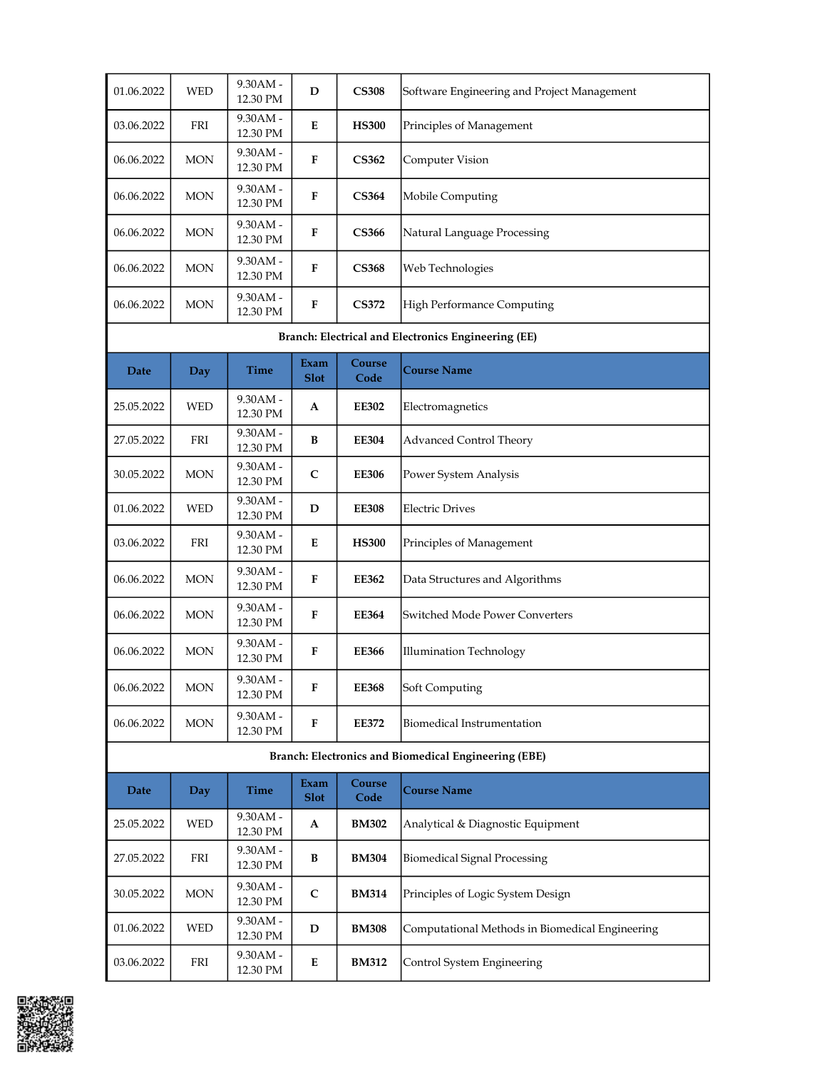| Date | Day | Time | Exam Slot | Course Code | Course Name |
|---|---|---|---|---|---|
| 01.06.2022 | WED | 9.30AM - 12.30 PM | **D** | **CS308** | Software Engineering and Project Management |
| 03.06.2022 | FRI | 9.30AM - 12.30 PM | **E** | **HS300** | Principles of Management |
| 06.06.2022 | MON | 9.30AM - 12.30 PM | **F** | **CS362** | Computer Vision |
| 06.06.2022 | MON | 9.30AM - 12.30 PM | **F** | **CS364** | Mobile Computing |
| 06.06.2022 | MON | 9.30AM - 12.30 PM | **F** | **CS366** | Natural Language Processing |
| 06.06.2022 | MON | 9.30AM - 12.30 PM | **F** | **CS368** | Web Technologies |
| 06.06.2022 | MON | 9.30AM - 12.30 PM | **F** | **CS372** | High Performance Computing |

**Branch: Electrical and Electronics Engineering (EE)**

| Date | Day | Time | Exam Slot | Course Code | Course Name |
|---|---|---|---|---|---|
| 25.05.2022 | WED | 9.30AM - 12.30 PM | **A** | **EE302** | Electromagnetics |
| 27.05.2022 | FRI | 9.30AM - 12.30 PM | **B** | **EE304** | Advanced Control Theory |
| 30.05.2022 | MON | 9.30AM - 12.30 PM | **C** | **EE306** | Power System Analysis |
| 01.06.2022 | WED | 9.30AM - 12.30 PM | **D** | **EE308** | Electric Drives |
| 03.06.2022 | FRI | 9.30AM - 12.30 PM | **E** | **HS300** | Principles of Management |
| 06.06.2022 | MON | 9.30AM - 12.30 PM | **F** | **EE362** | Data Structures and Algorithms |
| 06.06.2022 | MON | 9.30AM - 12.30 PM | **F** | **EE364** | Switched Mode Power Converters |
| 06.06.2022 | MON | 9.30AM - 12.30 PM | **F** | **EE366** | Illumination Technology |
| 06.06.2022 | MON | 9.30AM - 12.30 PM | **F** | **EE368** | Soft Computing |
| 06.06.2022 | MON | 9.30AM - 12.30 PM | **F** | **EE372** | Biomedical Instrumentation |

**Branch: Electronics and Biomedical Engineering (EBE)**

| Date | Day | Time | Exam Slot | Course Code | Course Name |
|---|---|---|---|---|---|
| 25.05.2022 | WED | 9.30AM - 12.30 PM | **A** | **BM302** | Analytical & Diagnostic Equipment |
| 27.05.2022 | FRI | 9.30AM - 12.30 PM | **B** | **BM304** | Biomedical Signal Processing |
| 30.05.2022 | MON | 9.30AM - 12.30 PM | **C** | **BM314** | Principles of Logic System Design |
| 01.06.2022 | WED | 9.30AM - 12.30 PM | **D** | **BM308** | Computational Methods in Biomedical Engineering |
| 03.06.2022 | FRI | 9.30AM - 12.30 PM | **E** | **BM312** | Control System Engineering |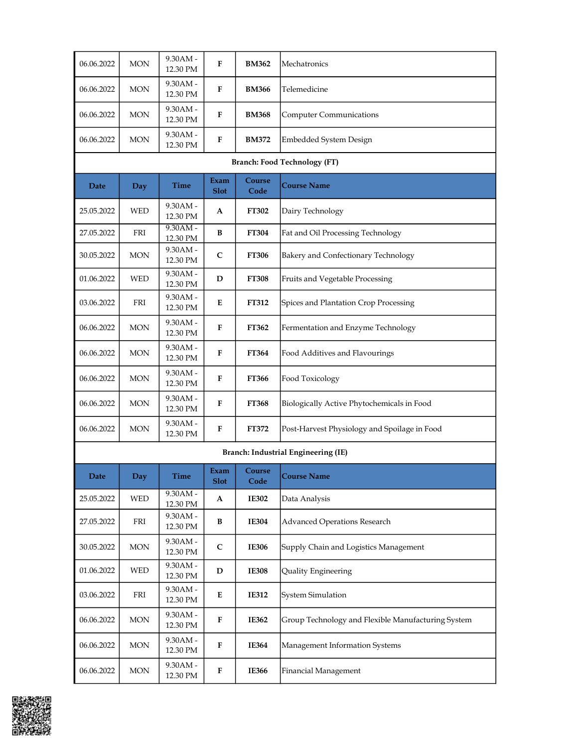| Date | Day | Time | Exam Slot | Course Code | Course Name |
|---|---|---|---|---|---|
| 06.06.2022 | MON | 9.30AM - 12.30 PM | F | **BM362** | Mechatronics |
| 06.06.2022 | MON | 9.30AM - 12.30 PM | F | **BM366** | Telemedicine |
| 06.06.2022 | MON | 9.30AM - 12.30 PM | F | **BM368** | Computer Communications |
| 06.06.2022 | MON | 9.30AM - 12.30 PM | F | **BM372** | Embedded System Design |

**Branch: Food Technology (FT)**

| Date | Day | Time | Exam Slot | Course Code | Course Name |
|---|---|---|---|---|---|
| 25.05.2022 | WED | 9.30AM - 12.30 PM | A | **FT302** | Dairy Technology |
| 27.05.2022 | FRI | 9.30AM - 12.30 PM | B | **FT304** | Fat and Oil Processing Technology |
| 30.05.2022 | MON | 9.30AM - 12.30 PM | C | **FT306** | Bakery and Confectionary Technology |
| 01.06.2022 | WED | 9.30AM - 12.30 PM | D | **FT308** | Fruits and Vegetable Processing |
| 03.06.2022 | FRI | 9.30AM - 12.30 PM | E | **FT312** | Spices and Plantation Crop Processing |
| 06.06.2022 | MON | 9.30AM - 12.30 PM | F | **FT362** | Fermentation and Enzyme Technology |
| 06.06.2022 | MON | 9.30AM - 12.30 PM | F | **FT364** | Food Additives and Flavourings |
| 06.06.2022 | MON | 9.30AM - 12.30 PM | F | **FT366** | Food Toxicology |
| 06.06.2022 | MON | 9.30AM - 12.30 PM | F | **FT368** | Biologically Active Phytochemicals in Food |
| 06.06.2022 | MON | 9.30AM - 12.30 PM | F | **FT372** | Post-Harvest Physiology and Spoilage in Food |

**Branch: Industrial Engineering (IE)**

| Date | Day | Time | Exam Slot | Course Code | Course Name |
|---|---|---|---|---|---|
| 25.05.2022 | WED | 9.30AM - 12.30 PM | A | **IE302** | Data Analysis |
| 27.05.2022 | FRI | 9.30AM - 12.30 PM | B | **IE304** | Advanced Operations Research |
| 30.05.2022 | MON | 9.30AM - 12.30 PM | C | **IE306** | Supply Chain and Logistics Management |
| 01.06.2022 | WED | 9.30AM - 12.30 PM | D | **IE308** | Quality Engineering |
| 03.06.2022 | FRI | 9.30AM - 12.30 PM | E | **IE312** | System Simulation |
| 06.06.2022 | MON | 9.30AM - 12.30 PM | F | **IE362** | Group Technology and Flexible Manufacturing System |
| 06.06.2022 | MON | 9.30AM - 12.30 PM | F | **IE364** | Management Information Systems |
| 06.06.2022 | MON | 9.30AM - 12.30 PM | F | **IE366** | Financial Management |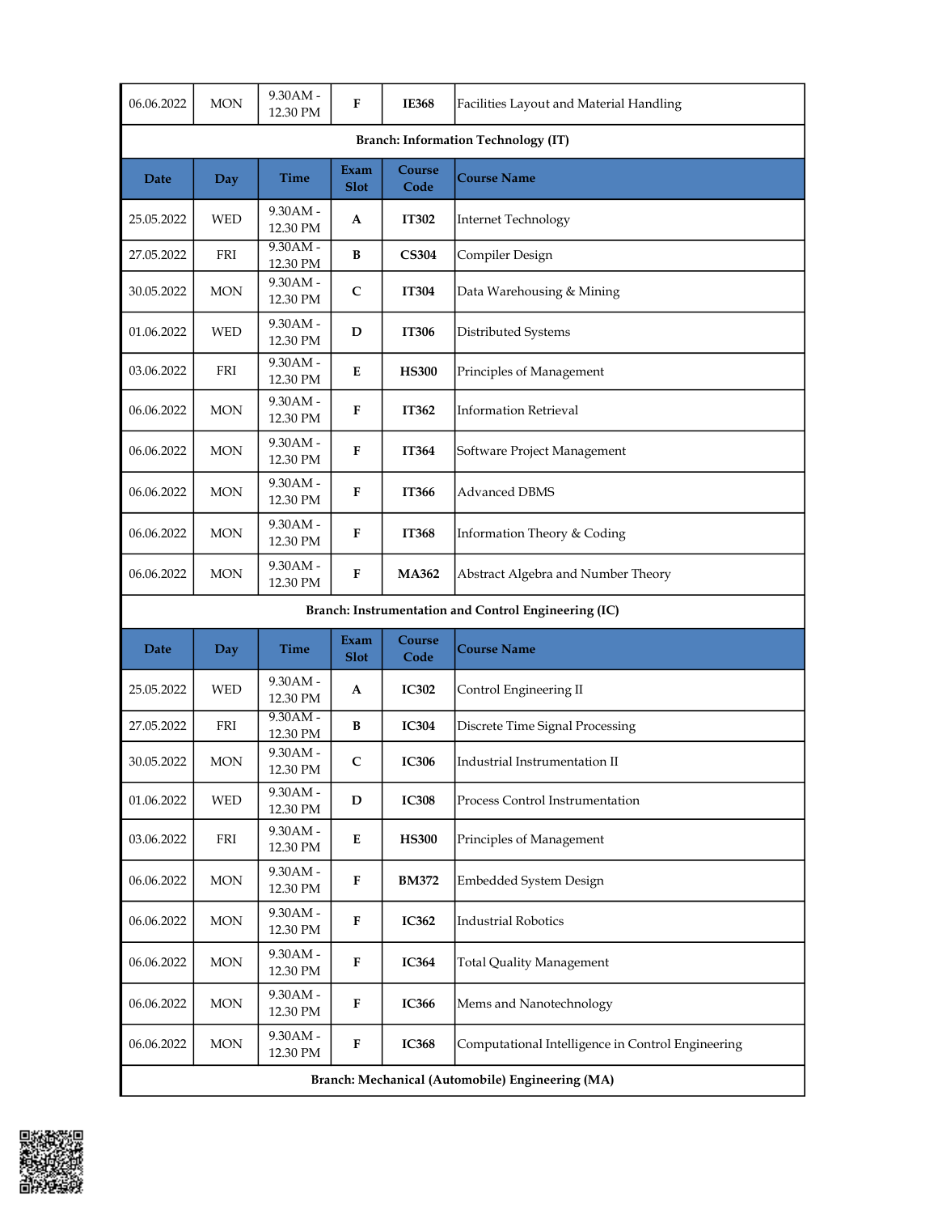| Date | Day | Time | Exam Slot | Course Code | Course Name |
|---|---|---|---|---|---|
| 06.06.2022 | MON | 9.30AM - 12.30 PM | F | IE368 | Facilities Layout and Material Handling |

**Branch: Information Technology (IT)**

| Date | Day | Time | Exam Slot | Course Code | Course Name |
|---|---|---|---|---|---|
| 25.05.2022 | WED | 9.30AM - 12.30 PM | A | IT302 | Internet Technology |
| 27.05.2022 | FRI | 9.30AM - 12.30 PM | B | CS304 | Compiler Design |
| 30.05.2022 | MON | 9.30AM - 12.30 PM | C | IT304 | Data Warehousing & Mining |
| 01.06.2022 | WED | 9.30AM - 12.30 PM | D | IT306 | Distributed Systems |
| 03.06.2022 | FRI | 9.30AM - 12.30 PM | E | HS300 | Principles of Management |
| 06.06.2022 | MON | 9.30AM - 12.30 PM | F | IT362 | Information Retrieval |
| 06.06.2022 | MON | 9.30AM - 12.30 PM | F | IT364 | Software Project Management |
| 06.06.2022 | MON | 9.30AM - 12.30 PM | F | IT366 | Advanced DBMS |
| 06.06.2022 | MON | 9.30AM - 12.30 PM | F | IT368 | Information Theory & Coding |
| 06.06.2022 | MON | 9.30AM - 12.30 PM | F | MA362 | Abstract Algebra and Number Theory |

**Branch: Instrumentation and Control Engineering (IC)**

| Date | Day | Time | Exam Slot | Course Code | Course Name |
|---|---|---|---|---|---|
| 25.05.2022 | WED | 9.30AM - 12.30 PM | A | IC302 | Control Engineering II |
| 27.05.2022 | FRI | 9.30AM - 12.30 PM | B | IC304 | Discrete Time Signal Processing |
| 30.05.2022 | MON | 9.30AM - 12.30 PM | C | IC306 | Industrial Instrumentation II |
| 01.06.2022 | WED | 9.30AM - 12.30 PM | D | IC308 | Process Control Instrumentation |
| 03.06.2022 | FRI | 9.30AM - 12.30 PM | E | HS300 | Principles of Management |
| 06.06.2022 | MON | 9.30AM - 12.30 PM | F | BM372 | Embedded System Design |
| 06.06.2022 | MON | 9.30AM - 12.30 PM | F | IC362 | Industrial Robotics |
| 06.06.2022 | MON | 9.30AM - 12.30 PM | F | IC364 | Total Quality Management |
| 06.06.2022 | MON | 9.30AM - 12.30 PM | F | IC366 | Mems and Nanotechnology |
| 06.06.2022 | MON | 9.30AM - 12.30 PM | F | IC368 | Computational Intelligence in Control Engineering |

**Branch: Mechanical (Automobile) Engineering (MA)**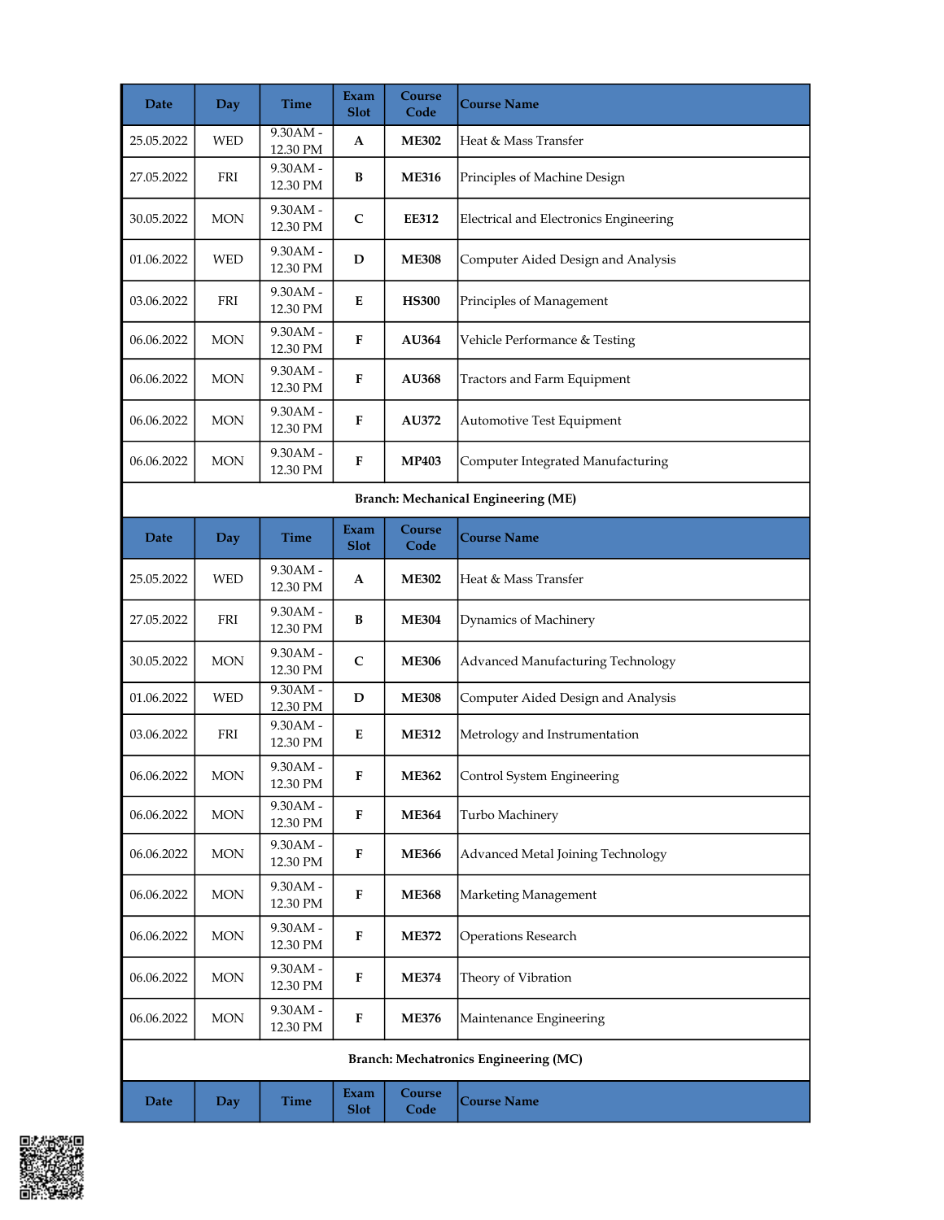| Date | Day | Time | Exam Slot | Course Code | Course Name |
|---|---|---|---|---|---|
| 25.05.2022 | WED | 9.30AM - 12.30 PM | **A** | **ME302** | Heat & Mass Transfer |
| 27.05.2022 | FRI | 9.30AM - 12.30 PM | **B** | **ME316** | Principles of Machine Design |
| 30.05.2022 | MON | 9.30AM - 12.30 PM | **C** | **EE312** | Electrical and Electronics Engineering |
| 01.06.2022 | WED | 9.30AM - 12.30 PM | **D** | **ME308** | Computer Aided Design and Analysis |
| 03.06.2022 | FRI | 9.30AM - 12.30 PM | **E** | **HS300** | Principles of Management |
| 06.06.2022 | MON | 9.30AM - 12.30 PM | **F** | **AU364** | Vehicle Performance & Testing |
| 06.06.2022 | MON | 9.30AM - 12.30 PM | **F** | **AU368** | Tractors and Farm Equipment |
| 06.06.2022 | MON | 9.30AM - 12.30 PM | **F** | **AU372** | Automotive Test Equipment |
| 06.06.2022 | MON | 9.30AM - 12.30 PM | **F** | **MP403** | Computer Integrated Manufacturing |

**Branch: Mechanical Engineering (ME)**

| Date | Day | Time | Exam Slot | Course Code | Course Name |
|---|---|---|---|---|---|
| 25.05.2022 | WED | 9.30AM - 12.30 PM | **A** | **ME302** | Heat & Mass Transfer |
| 27.05.2022 | FRI | 9.30AM - 12.30 PM | **B** | **ME304** | Dynamics of Machinery |
| 30.05.2022 | MON | 9.30AM - 12.30 PM | **C** | **ME306** | Advanced Manufacturing Technology |
| 01.06.2022 | WED | 9.30AM - 12.30 PM | **D** | **ME308** | Computer Aided Design and Analysis |
| 03.06.2022 | FRI | 9.30AM - 12.30 PM | **E** | **ME312** | Metrology and Instrumentation |
| 06.06.2022 | MON | 9.30AM - 12.30 PM | **F** | **ME362** | Control System Engineering |
| 06.06.2022 | MON | 9.30AM - 12.30 PM | **F** | **ME364** | Turbo Machinery |
| 06.06.2022 | MON | 9.30AM - 12.30 PM | **F** | **ME366** | Advanced Metal Joining Technology |
| 06.06.2022 | MON | 9.30AM - 12.30 PM | **F** | **ME368** | Marketing Management |
| 06.06.2022 | MON | 9.30AM - 12.30 PM | **F** | **ME372** | Operations Research |
| 06.06.2022 | MON | 9.30AM - 12.30 PM | **F** | **ME374** | Theory of Vibration |
| 06.06.2022 | MON | 9.30AM - 12.30 PM | **F** | **ME376** | Maintenance Engineering |

**Branch: Mechatronics Engineering (MC)**

| Date | Day | Time | Exam Slot | Course Code | Course Name |
|---|---|---|---|---|---|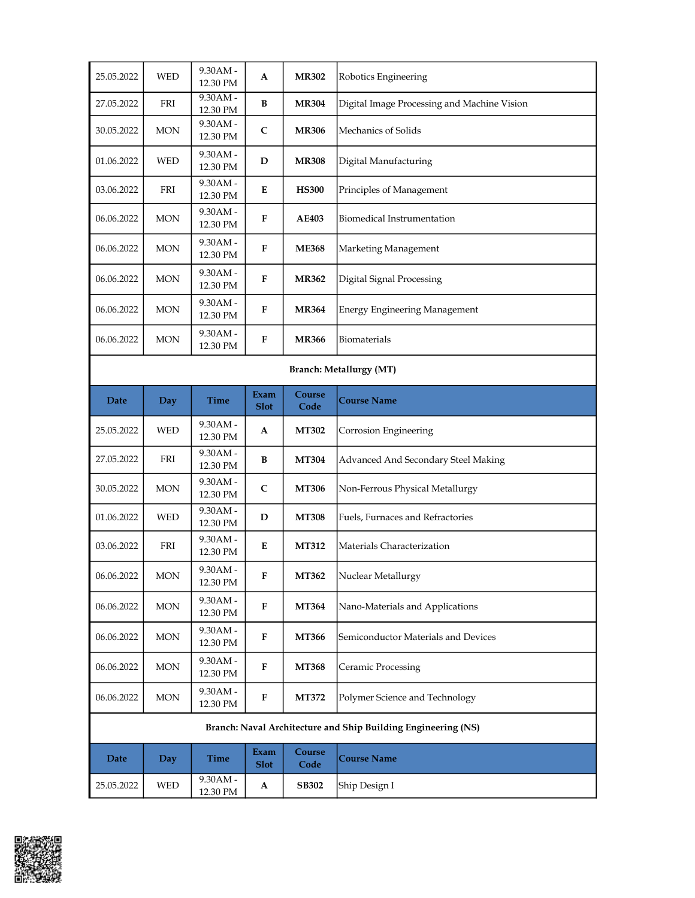| Date | Day | Time | Exam Slot | Course Code | Course Name |
|---|---|---|---|---|---|
| 25.05.2022 | WED | 9.30AM - 12.30 PM | **A** | **MR302** | Robotics Engineering |
| 27.05.2022 | FRI | 9.30AM - 12.30 PM | **B** | **MR304** | Digital Image Processing and Machine Vision |
| 30.05.2022 | MON | 9.30AM - 12.30 PM | **C** | **MR306** | Mechanics of Solids |
| 01.06.2022 | WED | 9.30AM - 12.30 PM | **D** | **MR308** | Digital Manufacturing |
| 03.06.2022 | FRI | 9.30AM - 12.30 PM | **E** | **HS300** | Principles of Management |
| 06.06.2022 | MON | 9.30AM - 12.30 PM | **F** | **AE403** | Biomedical Instrumentation |
| 06.06.2022 | MON | 9.30AM - 12.30 PM | **F** | **ME368** | Marketing Management |
| 06.06.2022 | MON | 9.30AM - 12.30 PM | **F** | **MR362** | Digital Signal Processing |
| 06.06.2022 | MON | 9.30AM - 12.30 PM | **F** | **MR364** | Energy Engineering Management |
| 06.06.2022 | MON | 9.30AM - 12.30 PM | **F** | **MR366** | Biomaterials |

**Branch: Metallurgy (MT)**

| Date | Day | Time | Exam Slot | Course Code | Course Name |
|---|---|---|---|---|---|
| 25.05.2022 | WED | 9.30AM - 12.30 PM | **A** | **MT302** | Corrosion Engineering |
| 27.05.2022 | FRI | 9.30AM - 12.30 PM | **B** | **MT304** | Advanced And Secondary Steel Making |
| 30.05.2022 | MON | 9.30AM - 12.30 PM | **C** | **MT306** | Non-Ferrous Physical Metallurgy |
| 01.06.2022 | WED | 9.30AM - 12.30 PM | **D** | **MT308** | Fuels, Furnaces and Refractories |
| 03.06.2022 | FRI | 9.30AM - 12.30 PM | **E** | **MT312** | Materials Characterization |
| 06.06.2022 | MON | 9.30AM - 12.30 PM | **F** | **MT362** | Nuclear Metallurgy |
| 06.06.2022 | MON | 9.30AM - 12.30 PM | **F** | **MT364** | Nano-Materials and Applications |
| 06.06.2022 | MON | 9.30AM - 12.30 PM | **F** | **MT366** | Semiconductor Materials and Devices |
| 06.06.2022 | MON | 9.30AM - 12.30 PM | **F** | **MT368** | Ceramic Processing |
| 06.06.2022 | MON | 9.30AM - 12.30 PM | **F** | **MT372** | Polymer Science and Technology |

**Branch: Naval Architecture and Ship Building Engineering (NS)**

| Date | Day | Time | Exam Slot | Course Code | Course Name |
|---|---|---|---|---|---|
| 25.05.2022 | WED | 9.30AM - 12.30 PM | **A** | **SB302** | Ship Design I |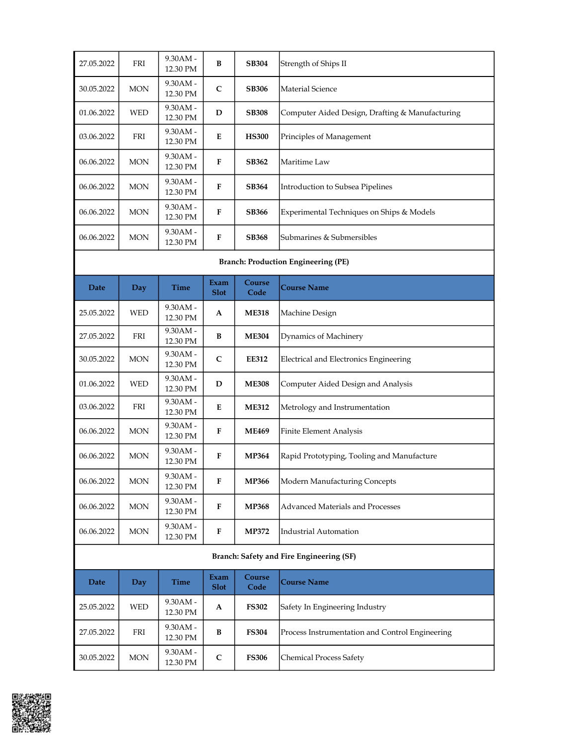| Date | Day | Time | Exam Slot | Course Code | Course Name |
|---|---|---|---|---|---|
| 27.05.2022 | FRI | 9.30AM - 12.30 PM | **B** | **SB304** | Strength of Ships II |
| 30.05.2022 | MON | 9.30AM - 12.30 PM | **C** | **SB306** | Material Science |
| 01.06.2022 | WED | 9.30AM - 12.30 PM | **D** | **SB308** | Computer Aided Design, Drafting & Manufacturing |
| 03.06.2022 | FRI | 9.30AM - 12.30 PM | **E** | **HS300** | Principles of Management |
| 06.06.2022 | MON | 9.30AM - 12.30 PM | **F** | **SB362** | Maritime Law |
| 06.06.2022 | MON | 9.30AM - 12.30 PM | **F** | **SB364** | Introduction to Subsea Pipelines |
| 06.06.2022 | MON | 9.30AM - 12.30 PM | **F** | **SB366** | Experimental Techniques on Ships & Models |
| 06.06.2022 | MON | 9.30AM - 12.30 PM | **F** | **SB368** | Submarines & Submersibles |

**Branch: Production Engineering (PE)**

| Date | Day | Time | Exam Slot | Course Code | Course Name |
|---|---|---|---|---|---|
| 25.05.2022 | WED | 9.30AM - 12.30 PM | **A** | **ME318** | Machine Design |
| 27.05.2022 | FRI | 9.30AM - 12.30 PM | **B** | **ME304** | Dynamics of Machinery |
| 30.05.2022 | MON | 9.30AM - 12.30 PM | **C** | **EE312** | Electrical and Electronics Engineering |
| 01.06.2022 | WED | 9.30AM - 12.30 PM | **D** | **ME308** | Computer Aided Design and Analysis |
| 03.06.2022 | FRI | 9.30AM - 12.30 PM | **E** | **ME312** | Metrology and Instrumentation |
| 06.06.2022 | MON | 9.30AM - 12.30 PM | **F** | **ME469** | Finite Element Analysis |
| 06.06.2022 | MON | 9.30AM - 12.30 PM | **F** | **MP364** | Rapid Prototyping, Tooling and Manufacture |
| 06.06.2022 | MON | 9.30AM - 12.30 PM | **F** | **MP366** | Modern Manufacturing Concepts |
| 06.06.2022 | MON | 9.30AM - 12.30 PM | **F** | **MP368** | Advanced Materials and Processes |
| 06.06.2022 | MON | 9.30AM - 12.30 PM | **F** | **MP372** | Industrial Automation |

**Branch: Safety and Fire Engineering (SF)**

| Date | Day | Time | Exam Slot | Course Code | Course Name |
|---|---|---|---|---|---|
| 25.05.2022 | WED | 9.30AM - 12.30 PM | **A** | **FS302** | Safety In Engineering Industry |
| 27.05.2022 | FRI | 9.30AM - 12.30 PM | **B** | **FS304** | Process Instrumentation and Control Engineering |
| 30.05.2022 | MON | 9.30AM - 12.30 PM | **C** | **FS306** | Chemical Process Safety |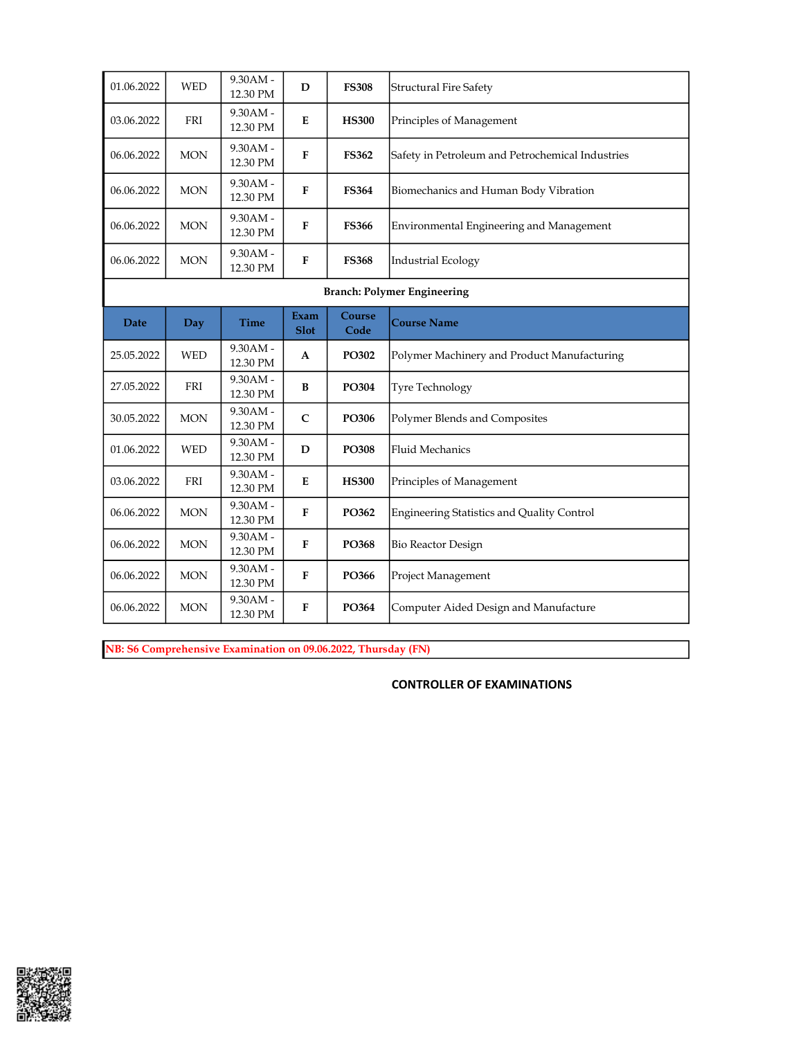| | | | | | |
|---|---|---|---|---|---|
| 01.06.2022 | WED | 9.30AM - 12.30 PM | **D** | **FS308** | Structural Fire Safety |
| 03.06.2022 | FRI | 9.30AM - 12.30 PM | **E** | **HS300** | Principles of Management |
| 06.06.2022 | MON | 9.30AM - 12.30 PM | **F** | **FS362** | Safety in Petroleum and Petrochemical Industries |
| 06.06.2022 | MON | 9.30AM - 12.30 PM | **F** | **FS364** | Biomechanics and Human Body Vibration |
| 06.06.2022 | MON | 9.30AM - 12.30 PM | **F** | **FS366** | Environmental Engineering and Management |
| 06.06.2022 | MON | 9.30AM - 12.30 PM | **F** | **FS368** | Industrial Ecology |

**Branch: Polymer Engineering**

| Date | Day | Time | Exam Slot | Course Code | Course Name |
|---|---|---|---|---|---|
| 25.05.2022 | WED | 9.30AM - 12.30 PM | **A** | **PO302** | Polymer Machinery and Product Manufacturing |
| 27.05.2022 | FRI | 9.30AM - 12.30 PM | **B** | **PO304** | Tyre Technology |
| 30.05.2022 | MON | 9.30AM - 12.30 PM | **C** | **PO306** | Polymer Blends and Composites |
| 01.06.2022 | WED | 9.30AM - 12.30 PM | **D** | **PO308** | Fluid Mechanics |
| 03.06.2022 | FRI | 9.30AM - 12.30 PM | **E** | **HS300** | Principles of Management |
| 06.06.2022 | MON | 9.30AM - 12.30 PM | **F** | **PO362** | Engineering Statistics and Quality Control |
| 06.06.2022 | MON | 9.30AM - 12.30 PM | **F** | **PO368** | Bio Reactor Design |
| 06.06.2022 | MON | 9.30AM - 12.30 PM | **F** | **PO366** | Project Management |
| 06.06.2022 | MON | 9.30AM - 12.30 PM | **F** | **PO364** | Computer Aided Design and Manufacture |

**NB: S6 Comprehensive Examination on 09.06.2022, Thursday (FN)**

**CONTROLLER OF EXAMINATIONS**